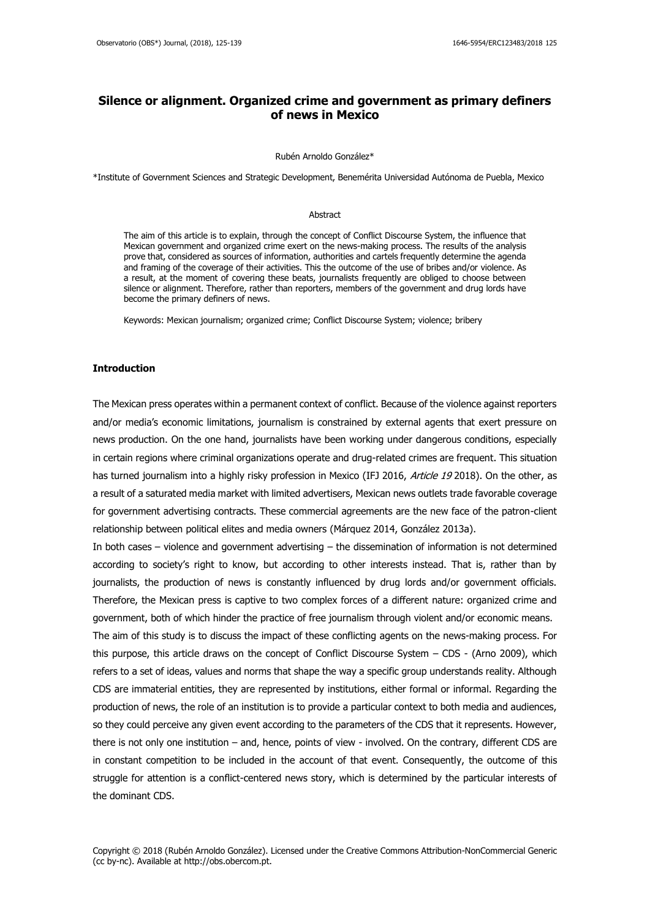# Silence or alignment. Organized crime and government as primary definers of news in Mexico

Rubén Arnoldo González*

*Institute of Government Sciences and Strategic Development, Benemérita Universidad Autónoma de Puebla, Mexico

## Abstract

The aim of this article is to explain, through the concept of Conflict Discourse System, the influence that Mexican government and organized crime exert on the news-making process. The results of the analysis prove that, considered as sources of information, authorities and cartels frequently determine the agenda and framing of the coverage of their activities. This the outcome of the use of bribes and/or violence. As a result, at the moment of covering these beats, journalists frequently are obliged to choose between silence or alignment. Therefore, rather than reporters, members of the government and drug lords have become the primary definers of news.

Keywords: Mexican journalism; organized crime; Conflict Discourse System; violence; bribery

## Introduction

The Mexican press operates within a permanent context of conflict. Because of the violence against reporters and/or media's economic limitations, journalism is constrained by external agents that exert pressure on news production. On the one hand, journalists have been working under dangerous conditions, especially in certain regions where criminal organizations operate and drug-related crimes are frequent. This situation has turned journalism into a highly risky profession in Mexico (IFJ 2016, *Article 19* 2018). On the other, as a result of a saturated media market with limited advertisers, Mexican news outlets trade favorable coverage for government advertising contracts. These commercial agreements are the new face of the patron-client relationship between political elites and media owners (Márquez 2014, González 2013a).

In both cases – violence and government advertising – the dissemination of information is not determined according to society's right to know, but according to other interests instead. That is, rather than by journalists, the production of news is constantly influenced by drug lords and/or government officials. Therefore, the Mexican press is captive to two complex forces of a different nature: organized crime and government, both of which hinder the practice of free journalism through violent and/or economic means.

The aim of this study is to discuss the impact of these conflicting agents on the news-making process. For this purpose, this article draws on the concept of Conflict Discourse System – CDS - (Arno 2009), which refers to a set of ideas, values and norms that shape the way a specific group understands reality. Although CDS are immaterial entities, they are represented by institutions, either formal or informal. Regarding the production of news, the role of an institution is to provide a particular context to both media and audiences, so they could perceive any given event according to the parameters of the CDS that it represents. However, there is not only one institution – and, hence, points of view - involved. On the contrary, different CDS are in constant competition to be included in the account of that event. Consequently, the outcome of this struggle for attention is a conflict-centered news story, which is determined by the particular interests of the dominant CDS.

Copyright © 2018 (Rubén Arnoldo González). Licensed under the Creative Commons Attribution-NonCommercial Generic (cc by-nc). Available at http://obs.obercom.pt.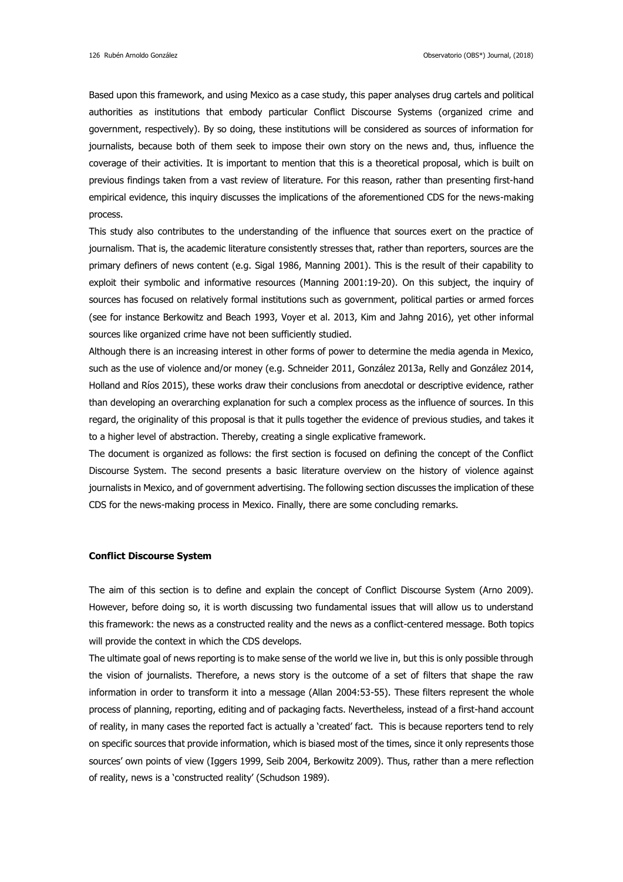Based upon this framework, and using Mexico as a case study, this paper analyses drug cartels and political authorities as institutions that embody particular Conflict Discourse Systems (organized crime and government, respectively). By so doing, these institutions will be considered as sources of information for journalists, because both of them seek to impose their own story on the news and, thus, influence the coverage of their activities. It is important to mention that this is a theoretical proposal, which is built on previous findings taken from a vast review of literature. For this reason, rather than presenting first-hand empirical evidence, this inquiry discusses the implications of the aforementioned CDS for the news-making process.

This study also contributes to the understanding of the influence that sources exert on the practice of journalism. That is, the academic literature consistently stresses that, rather than reporters, sources are the primary definers of news content (e.g. Sigal 1986, Manning 2001). This is the result of their capability to exploit their symbolic and informative resources (Manning 2001:19-20). On this subject, the inquiry of sources has focused on relatively formal institutions such as government, political parties or armed forces (see for instance Berkowitz and Beach 1993, Voyer et al. 2013, Kim and Jahng 2016), yet other informal sources like organized crime have not been sufficiently studied.

Although there is an increasing interest in other forms of power to determine the media agenda in Mexico, such as the use of violence and/or money (e.g. Schneider 2011, González 2013a, Relly and González 2014, Holland and Ríos 2015), these works draw their conclusions from anecdotal or descriptive evidence, rather than developing an overarching explanation for such a complex process as the influence of sources. In this regard, the originality of this proposal is that it pulls together the evidence of previous studies, and takes it to a higher level of abstraction. Thereby, creating a single explicative framework.

The document is organized as follows: the first section is focused on defining the concept of the Conflict Discourse System. The second presents a basic literature overview on the history of violence against journalists in Mexico, and of government advertising. The following section discusses the implication of these CDS for the news-making process in Mexico. Finally, there are some concluding remarks.

## Conflict Discourse System

The aim of this section is to define and explain the concept of Conflict Discourse System (Arno 2009). However, before doing so, it is worth discussing two fundamental issues that will allow us to understand this framework: the news as a constructed reality and the news as a conflict-centered message. Both topics will provide the context in which the CDS develops.

The ultimate goal of news reporting is to make sense of the world we live in, but this is only possible through the vision of journalists. Therefore, a news story is the outcome of a set of filters that shape the raw information in order to transform it into a message (Allan 2004:53-55). These filters represent the whole process of planning, reporting, editing and of packaging facts. Nevertheless, instead of a first-hand account of reality, in many cases the reported fact is actually a 'created' fact. This is because reporters tend to rely on specific sources that provide information, which is biased most of the times, since it only represents those sources' own points of view (Iggers 1999, Seib 2004, Berkowitz 2009). Thus, rather than a mere reflection of reality, news is a 'constructed reality' (Schudson 1989).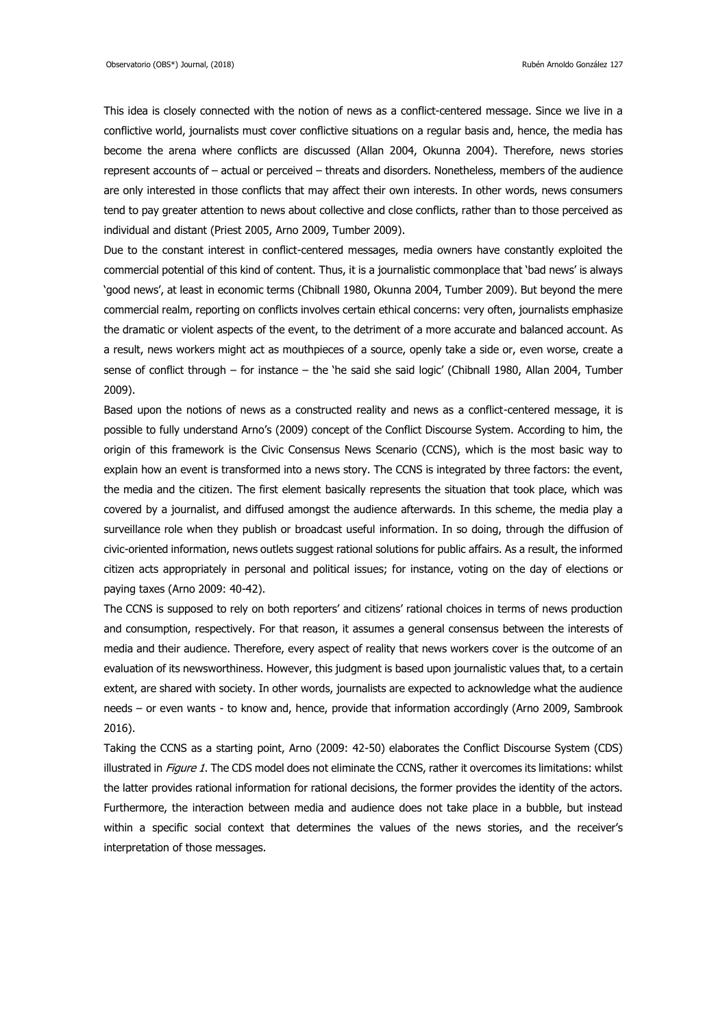This idea is closely connected with the notion of news as a conflict-centered message. Since we live in a conflictive world, journalists must cover conflictive situations on a regular basis and, hence, the media has become the arena where conflicts are discussed (Allan 2004, Okunna 2004). Therefore, news stories represent accounts of – actual or perceived – threats and disorders. Nonetheless, members of the audience are only interested in those conflicts that may affect their own interests. In other words, news consumers tend to pay greater attention to news about collective and close conflicts, rather than to those perceived as individual and distant (Priest 2005, Arno 2009, Tumber 2009).

Due to the constant interest in conflict-centered messages, media owners have constantly exploited the commercial potential of this kind of content. Thus, it is a journalistic commonplace that 'bad news' is always 'good news', at least in economic terms (Chibnall 1980, Okunna 2004, Tumber 2009). But beyond the mere commercial realm, reporting on conflicts involves certain ethical concerns: very often, journalists emphasize the dramatic or violent aspects of the event, to the detriment of a more accurate and balanced account. As a result, news workers might act as mouthpieces of a source, openly take a side or, even worse, create a sense of conflict through – for instance – the 'he said she said logic' (Chibnall 1980, Allan 2004, Tumber 2009).

Based upon the notions of news as a constructed reality and news as a conflict-centered message, it is possible to fully understand Arno's (2009) concept of the Conflict Discourse System. According to him, the origin of this framework is the Civic Consensus News Scenario (CCNS), which is the most basic way to explain how an event is transformed into a news story. The CCNS is integrated by three factors: the event, the media and the citizen. The first element basically represents the situation that took place, which was covered by a journalist, and diffused amongst the audience afterwards. In this scheme, the media play a surveillance role when they publish or broadcast useful information. In so doing, through the diffusion of civic-oriented information, news outlets suggest rational solutions for public affairs. As a result, the informed citizen acts appropriately in personal and political issues; for instance, voting on the day of elections or paying taxes (Arno 2009: 40-42).

The CCNS is supposed to rely on both reporters' and citizens' rational choices in terms of news production and consumption, respectively. For that reason, it assumes a general consensus between the interests of media and their audience. Therefore, every aspect of reality that news workers cover is the outcome of an evaluation of its newsworthiness. However, this judgment is based upon journalistic values that, to a certain extent, are shared with society. In other words, journalists are expected to acknowledge what the audience needs – or even wants - to know and, hence, provide that information accordingly (Arno 2009, Sambrook 2016).

Taking the CCNS as a starting point, Arno (2009: 42-50) elaborates the Conflict Discourse System (CDS) illustrated in *Figure 1*. The CDS model does not eliminate the CCNS, rather it overcomes its limitations: whilst the latter provides rational information for rational decisions, the former provides the identity of the actors. Furthermore, the interaction between media and audience does not take place in a bubble, but instead within a specific social context that determines the values of the news stories, and the receiver's interpretation of those messages.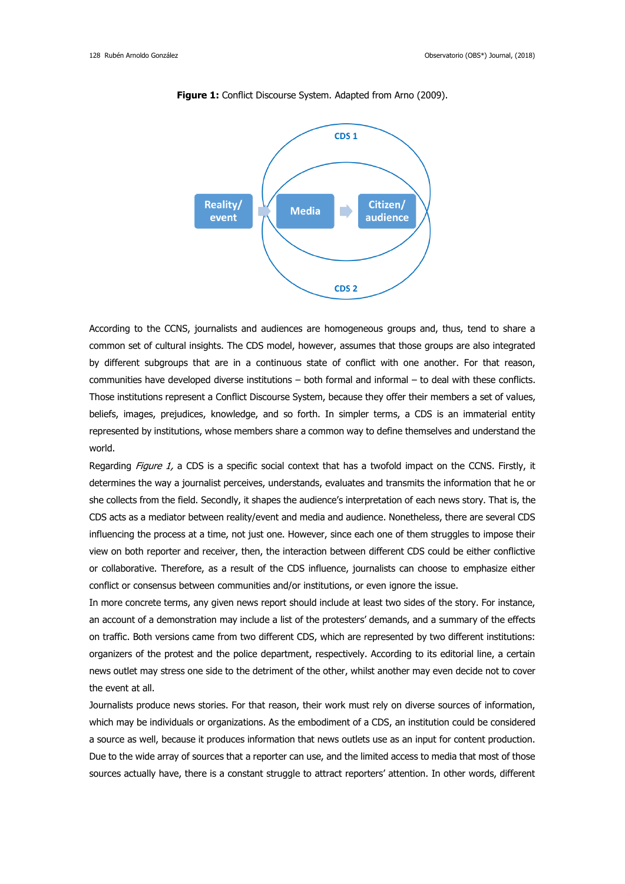**Figure 1:** Conflict Discourse System. Adapted from Arno (2009).

According to the CCNS, journalists and audiences are homogeneous groups and, thus, tend to share a common set of cultural insights. The CDS model, however, assumes that those groups are also integrated by different subgroups that are in a continuous state of conflict with one another. For that reason, communities have developed diverse institutions – both formal and informal – to deal with these conflicts. Those institutions represent a Conflict Discourse System, because they offer their members a set of values, beliefs, images, prejudices, knowledge, and so forth. In simpler terms, a CDS is an immaterial entity represented by institutions, whose members share a common way to define themselves and understand the world.

Regarding *Figure 1,* a CDS is a specific social context that has a twofold impact on the CCNS. Firstly, it determines the way a journalist perceives, understands, evaluates and transmits the information that he or she collects from the field. Secondly, it shapes the audience's interpretation of each news story. That is, the CDS acts as a mediator between reality/event and media and audience. Nonetheless, there are several CDS influencing the process at a time, not just one. However, since each one of them struggles to impose their view on both reporter and receiver, then, the interaction between different CDS could be either conflictive or collaborative. Therefore, as a result of the CDS influence, journalists can choose to emphasize either conflict or consensus between communities and/or institutions, or even ignore the issue.

In more concrete terms, any given news report should include at least two sides of the story. For instance, an account of a demonstration may include a list of the protesters' demands, and a summary of the effects on traffic. Both versions came from two different CDS, which are represented by two different institutions: organizers of the protest and the police department, respectively. According to its editorial line, a certain news outlet may stress one side to the detriment of the other, whilst another may even decide not to cover the event at all.

Journalists produce news stories. For that reason, their work must rely on diverse sources of information, which may be individuals or organizations. As the embodiment of a CDS, an institution could be considered a source as well, because it produces information that news outlets use as an input for content production. Due to the wide array of sources that a reporter can use, and the limited access to media that most of those sources actually have, there is a constant struggle to attract reporters' attention. In other words, different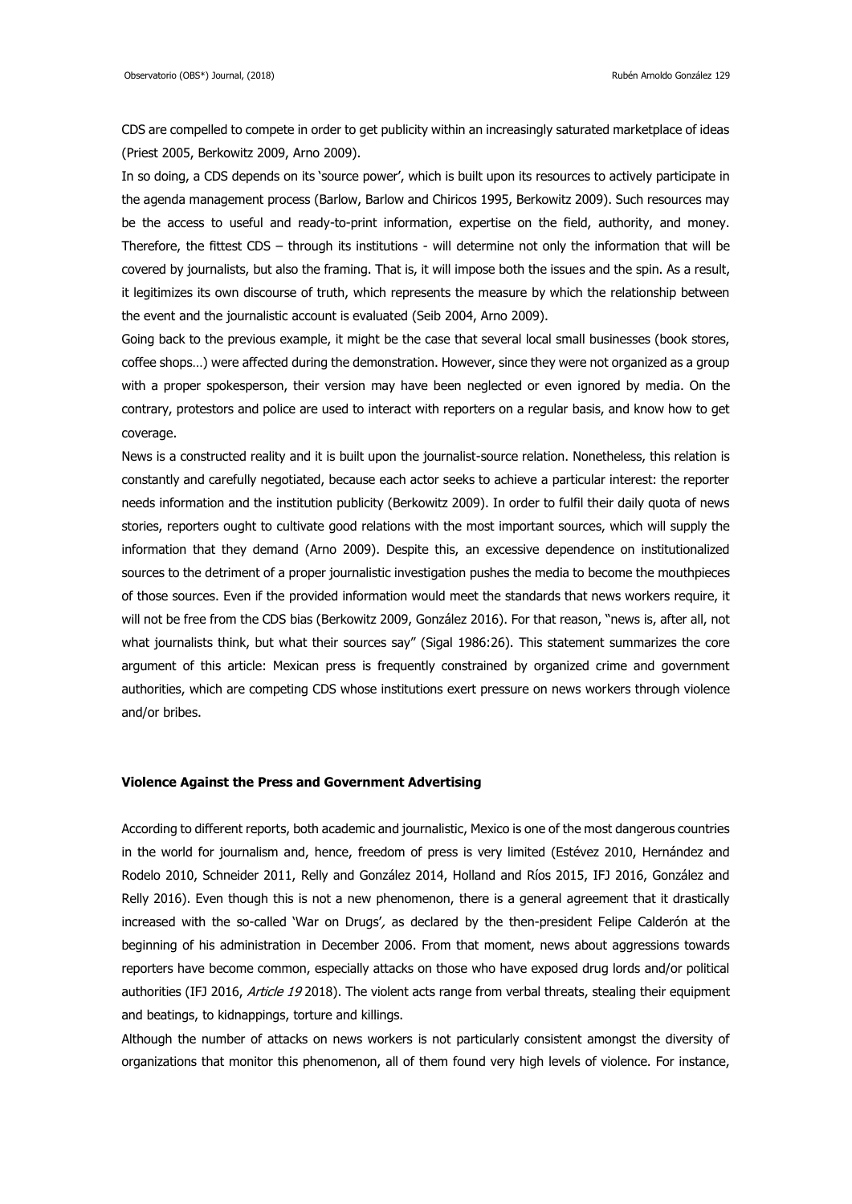CDS are compelled to compete in order to get publicity within an increasingly saturated marketplace of ideas (Priest 2005, Berkowitz 2009, Arno 2009).

In so doing, a CDS depends on its 'source power', which is built upon its resources to actively participate in the agenda management process (Barlow, Barlow and Chiricos 1995, Berkowitz 2009). Such resources may be the access to useful and ready-to-print information, expertise on the field, authority, and money. Therefore, the fittest CDS – through its institutions - will determine not only the information that will be covered by journalists, but also the framing. That is, it will impose both the issues and the spin. As a result, it legitimizes its own discourse of truth, which represents the measure by which the relationship between the event and the journalistic account is evaluated (Seib 2004, Arno 2009).

Going back to the previous example, it might be the case that several local small businesses (book stores, coffee shops…) were affected during the demonstration. However, since they were not organized as a group with a proper spokesperson, their version may have been neglected or even ignored by media. On the contrary, protestors and police are used to interact with reporters on a regular basis, and know how to get coverage.

News is a constructed reality and it is built upon the journalist-source relation. Nonetheless, this relation is constantly and carefully negotiated, because each actor seeks to achieve a particular interest: the reporter needs information and the institution publicity (Berkowitz 2009). In order to fulfil their daily quota of news stories, reporters ought to cultivate good relations with the most important sources, which will supply the information that they demand (Arno 2009). Despite this, an excessive dependence on institutionalized sources to the detriment of a proper journalistic investigation pushes the media to become the mouthpieces of those sources. Even if the provided information would meet the standards that news workers require, it will not be free from the CDS bias (Berkowitz 2009, González 2016). For that reason, "news is, after all, not what journalists think, but what their sources say" (Sigal 1986:26). This statement summarizes the core argument of this article: Mexican press is frequently constrained by organized crime and government authorities, which are competing CDS whose institutions exert pressure on news workers through violence and/or bribes.

### Violence Against the Press and Government Advertising

According to different reports, both academic and journalistic, Mexico is one of the most dangerous countries in the world for journalism and, hence, freedom of press is very limited (Estévez 2010, Hernández and Rodelo 2010, Schneider 2011, Relly and González 2014, Holland and Ríos 2015, IFJ 2016, González and Relly 2016). Even though this is not a new phenomenon, there is a general agreement that it drastically increased with the so-called 'War on Drugs'*,* as declared by the then-president Felipe Calderón at the beginning of his administration in December 2006. From that moment, news about aggressions towards reporters have become common, especially attacks on those who have exposed drug lords and/or political authorities (IFJ 2016, *Article 19* 2018). The violent acts range from verbal threats, stealing their equipment and beatings, to kidnappings, torture and killings.

Although the number of attacks on news workers is not particularly consistent amongst the diversity of organizations that monitor this phenomenon, all of them found very high levels of violence. For instance,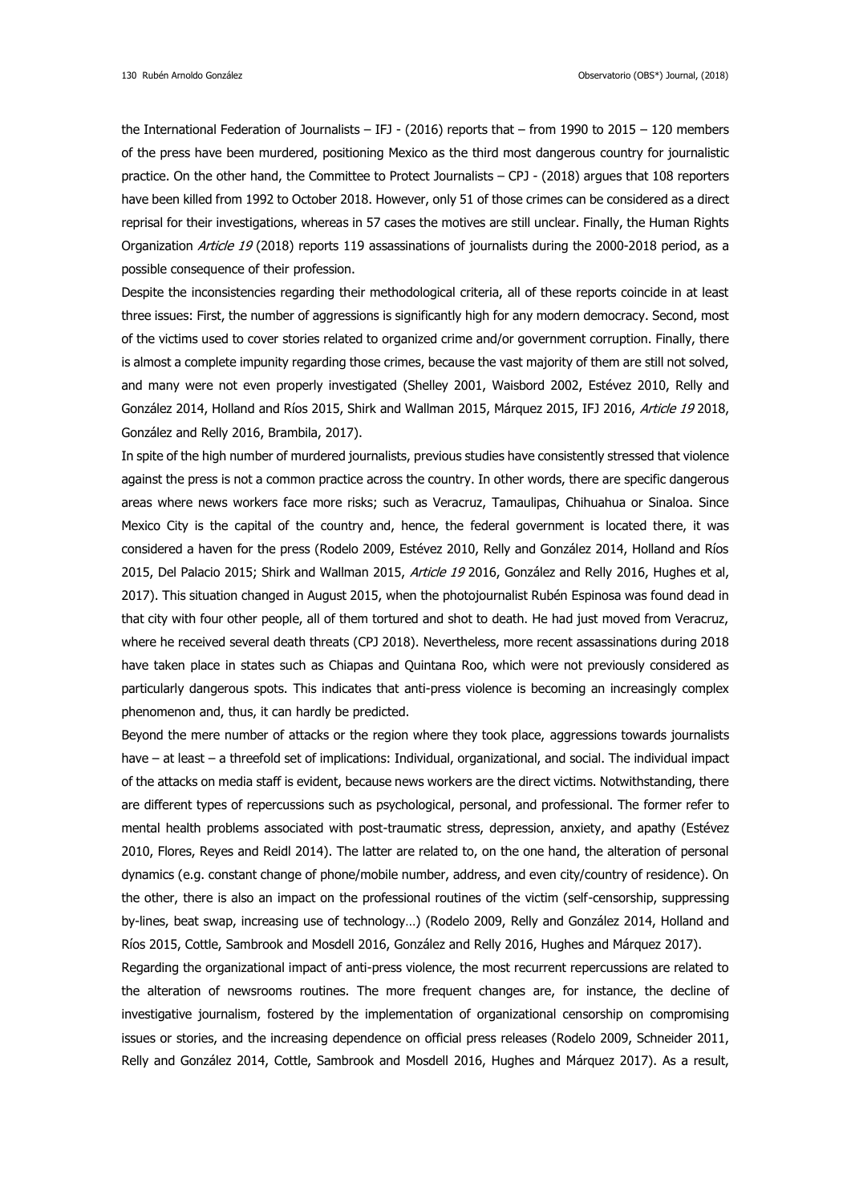the International Federation of Journalists – IFJ - (2016) reports that – from 1990 to 2015 – 120 members of the press have been murdered, positioning Mexico as the third most dangerous country for journalistic practice. On the other hand, the Committee to Protect Journalists – CPJ - (2018) argues that 108 reporters have been killed from 1992 to October 2018. However, only 51 of those crimes can be considered as a direct reprisal for their investigations, whereas in 57 cases the motives are still unclear. Finally, the Human Rights Organization *Article 19* (2018) reports 119 assassinations of journalists during the 2000-2018 period, as a possible consequence of their profession.

Despite the inconsistencies regarding their methodological criteria, all of these reports coincide in at least three issues: First, the number of aggressions is significantly high for any modern democracy. Second, most of the victims used to cover stories related to organized crime and/or government corruption. Finally, there is almost a complete impunity regarding those crimes, because the vast majority of them are still not solved, and many were not even properly investigated (Shelley 2001, Waisbord 2002, Estévez 2010, Relly and González 2014, Holland and Ríos 2015, Shirk and Wallman 2015, Márquez 2015, IFJ 2016, *Article 19* 2018, González and Relly 2016, Brambila, 2017).

In spite of the high number of murdered journalists, previous studies have consistently stressed that violence against the press is not a common practice across the country. In other words, there are specific dangerous areas where news workers face more risks; such as Veracruz, Tamaulipas, Chihuahua or Sinaloa. Since Mexico City is the capital of the country and, hence, the federal government is located there, it was considered a haven for the press (Rodelo 2009, Estévez 2010, Relly and González 2014, Holland and Ríos 2015, Del Palacio 2015; Shirk and Wallman 2015, *Article 19* 2016, González and Relly 2016, Hughes et al, 2017). This situation changed in August 2015, when the photojournalist Rubén Espinosa was found dead in that city with four other people, all of them tortured and shot to death. He had just moved from Veracruz, where he received several death threats (CPJ 2018). Nevertheless, more recent assassinations during 2018 have taken place in states such as Chiapas and Quintana Roo, which were not previously considered as particularly dangerous spots. This indicates that anti-press violence is becoming an increasingly complex phenomenon and, thus, it can hardly be predicted.

Beyond the mere number of attacks or the region where they took place, aggressions towards journalists have – at least – a threefold set of implications: Individual, organizational, and social. The individual impact of the attacks on media staff is evident, because news workers are the direct victims. Notwithstanding, there are different types of repercussions such as psychological, personal, and professional. The former refer to mental health problems associated with post-traumatic stress, depression, anxiety, and apathy (Estévez 2010, Flores, Reyes and Reidl 2014). The latter are related to, on the one hand, the alteration of personal dynamics (e.g. constant change of phone/mobile number, address, and even city/country of residence). On the other, there is also an impact on the professional routines of the victim (self-censorship, suppressing by-lines, beat swap, increasing use of technology…) (Rodelo 2009, Relly and González 2014, Holland and Ríos 2015, Cottle, Sambrook and Mosdell 2016, González and Relly 2016, Hughes and Márquez 2017).

Regarding the organizational impact of anti-press violence, the most recurrent repercussions are related to the alteration of newsrooms routines. The more frequent changes are, for instance, the decline of investigative journalism, fostered by the implementation of organizational censorship on compromising issues or stories, and the increasing dependence on official press releases (Rodelo 2009, Schneider 2011, Relly and González 2014, Cottle, Sambrook and Mosdell 2016, Hughes and Márquez 2017). As a result,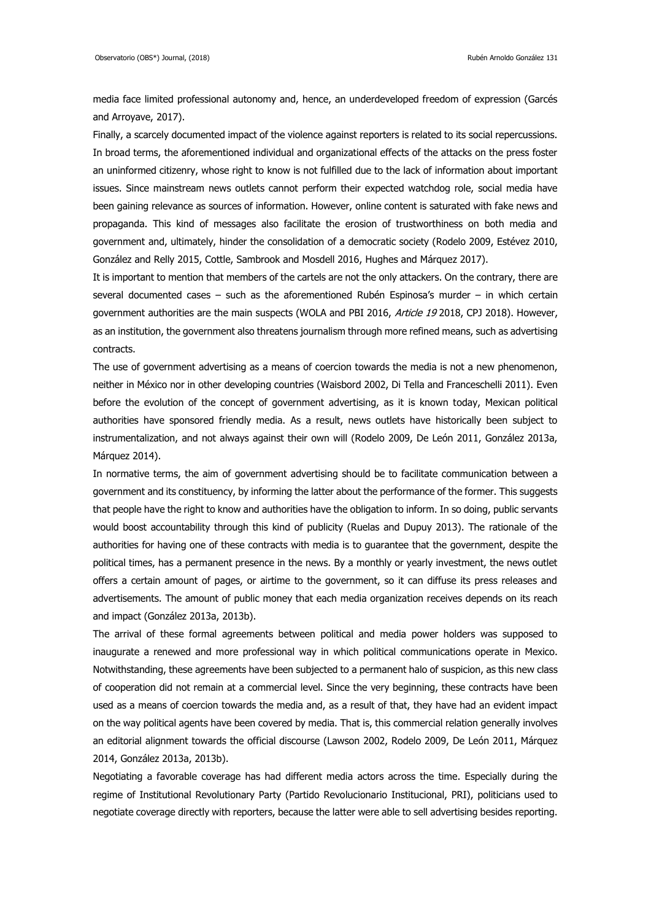media face limited professional autonomy and, hence, an underdeveloped freedom of expression (Garcés and Arroyave, 2017).

Finally, a scarcely documented impact of the violence against reporters is related to its social repercussions. In broad terms, the aforementioned individual and organizational effects of the attacks on the press foster an uninformed citizenry, whose right to know is not fulfilled due to the lack of information about important issues. Since mainstream news outlets cannot perform their expected watchdog role, social media have been gaining relevance as sources of information. However, online content is saturated with fake news and propaganda. This kind of messages also facilitate the erosion of trustworthiness on both media and government and, ultimately, hinder the consolidation of a democratic society (Rodelo 2009, Estévez 2010, González and Relly 2015, Cottle, Sambrook and Mosdell 2016, Hughes and Márquez 2017).

It is important to mention that members of the cartels are not the only attackers. On the contrary, there are several documented cases – such as the aforementioned Rubén Espinosa's murder – in which certain government authorities are the main suspects (WOLA and PBI 2016, *Article 19* 2018, CPJ 2018). However, as an institution, the government also threatens journalism through more refined means, such as advertising contracts.

The use of government advertising as a means of coercion towards the media is not a new phenomenon, neither in México nor in other developing countries (Waisbord 2002, Di Tella and Franceschelli 2011). Even before the evolution of the concept of government advertising, as it is known today, Mexican political authorities have sponsored friendly media. As a result, news outlets have historically been subject to instrumentalization, and not always against their own will (Rodelo 2009, De León 2011, González 2013a, Márquez 2014).

In normative terms, the aim of government advertising should be to facilitate communication between a government and its constituency, by informing the latter about the performance of the former. This suggests that people have the right to know and authorities have the obligation to inform. In so doing, public servants would boost accountability through this kind of publicity (Ruelas and Dupuy 2013). The rationale of the authorities for having one of these contracts with media is to guarantee that the government, despite the political times, has a permanent presence in the news. By a monthly or yearly investment, the news outlet offers a certain amount of pages, or airtime to the government, so it can diffuse its press releases and advertisements. The amount of public money that each media organization receives depends on its reach and impact (González 2013a, 2013b).

The arrival of these formal agreements between political and media power holders was supposed to inaugurate a renewed and more professional way in which political communications operate in Mexico. Notwithstanding, these agreements have been subjected to a permanent halo of suspicion, as this new class of cooperation did not remain at a commercial level. Since the very beginning, these contracts have been used as a means of coercion towards the media and, as a result of that, they have had an evident impact on the way political agents have been covered by media. That is, this commercial relation generally involves an editorial alignment towards the official discourse (Lawson 2002, Rodelo 2009, De León 2011, Márquez 2014, González 2013a, 2013b).

Negotiating a favorable coverage has had different media actors across the time. Especially during the regime of Institutional Revolutionary Party (Partido Revolucionario Institucional, PRI), politicians used to negotiate coverage directly with reporters, because the latter were able to sell advertising besides reporting.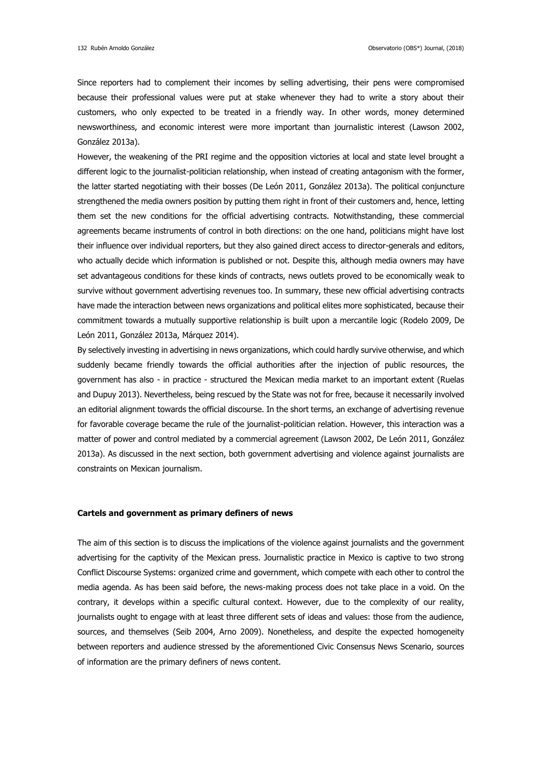Since reporters had to complement their incomes by selling advertising, their pens were compromised because their professional values were put at stake whenever they had to write a story about their customers, who only expected to be treated in a friendly way. In other words, money determined newsworthiness, and economic interest were more important than journalistic interest (Lawson 2002, González 2013a).

However, the weakening of the PRI regime and the opposition victories at local and state level brought a different logic to the journalist-politician relationship, when instead of creating antagonism with the former, the latter started negotiating with their bosses (De León 2011, González 2013a). The political conjuncture strengthened the media owners position by putting them right in front of their customers and, hence, letting them set the new conditions for the official advertising contracts. Notwithstanding, these commercial agreements became instruments of control in both directions: on the one hand, politicians might have lost their influence over individual reporters, but they also gained direct access to director-generals and editors, who actually decide which information is published or not. Despite this, although media owners may have set advantageous conditions for these kinds of contracts, news outlets proved to be economically weak to survive without government advertising revenues too. In summary, these new official advertising contracts have made the interaction between news organizations and political elites more sophisticated, because their commitment towards a mutually supportive relationship is built upon a mercantile logic (Rodelo 2009, De León 2011, González 2013a, Márquez 2014).

By selectively investing in advertising in news organizations, which could hardly survive otherwise, and which suddenly became friendly towards the official authorities after the injection of public resources, the government has also - in practice - structured the Mexican media market to an important extent (Ruelas and Dupuy 2013). Nevertheless, being rescued by the State was not for free, because it necessarily involved an editorial alignment towards the official discourse. In the short terms, an exchange of advertising revenue for favorable coverage became the rule of the journalist-politician relation. However, this interaction was a matter of power and control mediated by a commercial agreement (Lawson 2002, De León 2011, González 2013a). As discussed in the next section, both government advertising and violence against journalists are constraints on Mexican journalism.

## Cartels and government as primary definers of news

The aim of this section is to discuss the implications of the violence against journalists and the government advertising for the captivity of the Mexican press. Journalistic practice in Mexico is captive to two strong Conflict Discourse Systems: organized crime and government, which compete with each other to control the media agenda. As has been said before, the news-making process does not take place in a void. On the contrary, it develops within a specific cultural context. However, due to the complexity of our reality, journalists ought to engage with at least three different sets of ideas and values: those from the audience, sources, and themselves (Seib 2004, Arno 2009). Nonetheless, and despite the expected homogeneity between reporters and audience stressed by the aforementioned Civic Consensus News Scenario, sources of information are the primary definers of news content.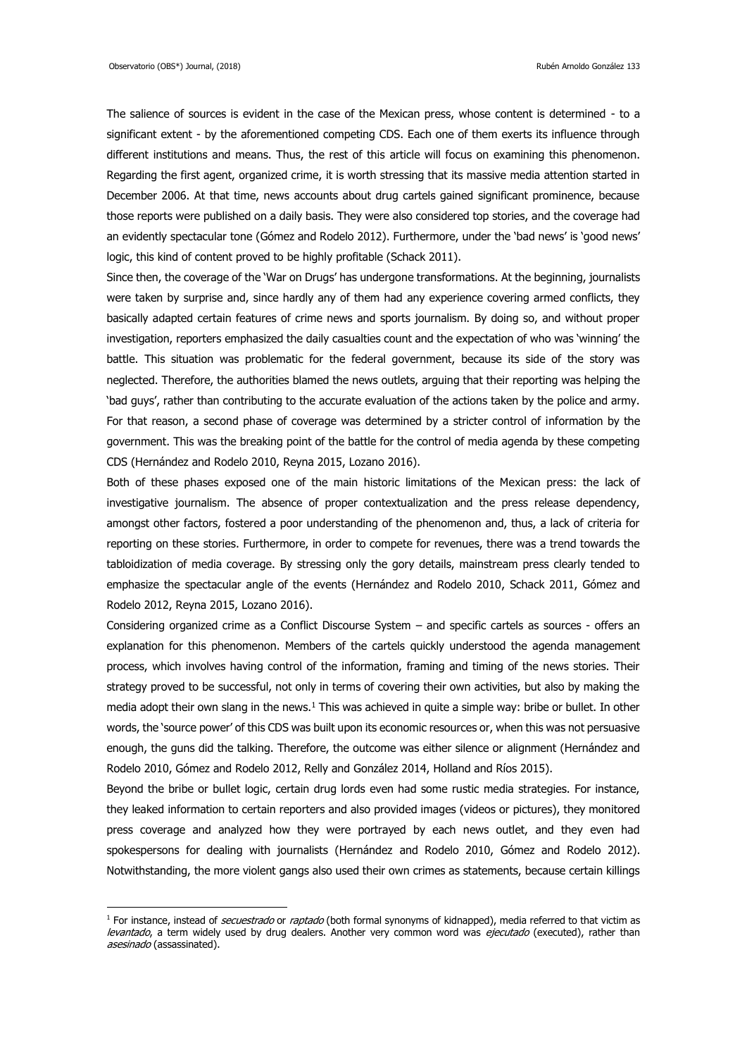The salience of sources is evident in the case of the Mexican press, whose content is determined - to a significant extent - by the aforementioned competing CDS. Each one of them exerts its influence through different institutions and means. Thus, the rest of this article will focus on examining this phenomenon. Regarding the first agent, organized crime, it is worth stressing that its massive media attention started in December 2006. At that time, news accounts about drug cartels gained significant prominence, because those reports were published on a daily basis. They were also considered top stories, and the coverage had an evidently spectacular tone (Gómez and Rodelo 2012). Furthermore, under the 'bad news' is 'good news' logic, this kind of content proved to be highly profitable (Schack 2011).

Since then, the coverage of the 'War on Drugs' has undergone transformations. At the beginning, journalists were taken by surprise and, since hardly any of them had any experience covering armed conflicts, they basically adapted certain features of crime news and sports journalism. By doing so, and without proper investigation, reporters emphasized the daily casualties count and the expectation of who was 'winning' the battle. This situation was problematic for the federal government, because its side of the story was neglected. Therefore, the authorities blamed the news outlets, arguing that their reporting was helping the 'bad guys', rather than contributing to the accurate evaluation of the actions taken by the police and army. For that reason, a second phase of coverage was determined by a stricter control of information by the government. This was the breaking point of the battle for the control of media agenda by these competing CDS (Hernández and Rodelo 2010, Reyna 2015, Lozano 2016).

Both of these phases exposed one of the main historic limitations of the Mexican press: the lack of investigative journalism. The absence of proper contextualization and the press release dependency, amongst other factors, fostered a poor understanding of the phenomenon and, thus, a lack of criteria for reporting on these stories. Furthermore, in order to compete for revenues, there was a trend towards the tabloidization of media coverage. By stressing only the gory details, mainstream press clearly tended to emphasize the spectacular angle of the events (Hernández and Rodelo 2010, Schack 2011, Gómez and Rodelo 2012, Reyna 2015, Lozano 2016).

Considering organized crime as a Conflict Discourse System – and specific cartels as sources - offers an explanation for this phenomenon. Members of the cartels quickly understood the agenda management process, which involves having control of the information, framing and timing of the news stories. Their strategy proved to be successful, not only in terms of covering their own activities, but also by making the media adopt their own slang in the news.[1] This was achieved in quite a simple way: bribe or bullet. In other words, the 'source power' of this CDS was built upon its economic resources or, when this was not persuasive enough, the guns did the talking. Therefore, the outcome was either silence or alignment (Hernández and Rodelo 2010, Gómez and Rodelo 2012, Relly and González 2014, Holland and Ríos 2015).

Beyond the bribe or bullet logic, certain drug lords even had some rustic media strategies. For instance, they leaked information to certain reporters and also provided images (videos or pictures), they monitored press coverage and analyzed how they were portrayed by each news outlet, and they even had spokespersons for dealing with journalists (Hernández and Rodelo 2010, Gómez and Rodelo 2012). Notwithstanding, the more violent gangs also used their own crimes as statements, because certain killings

[1] For instance, instead of *secuestrado* or *raptado* (both formal synonyms of kidnapped), media referred to that victim as *levantado*, a term widely used by drug dealers. Another very common word was *ejecutado* (executed), rather than *asesinado* (assassinated).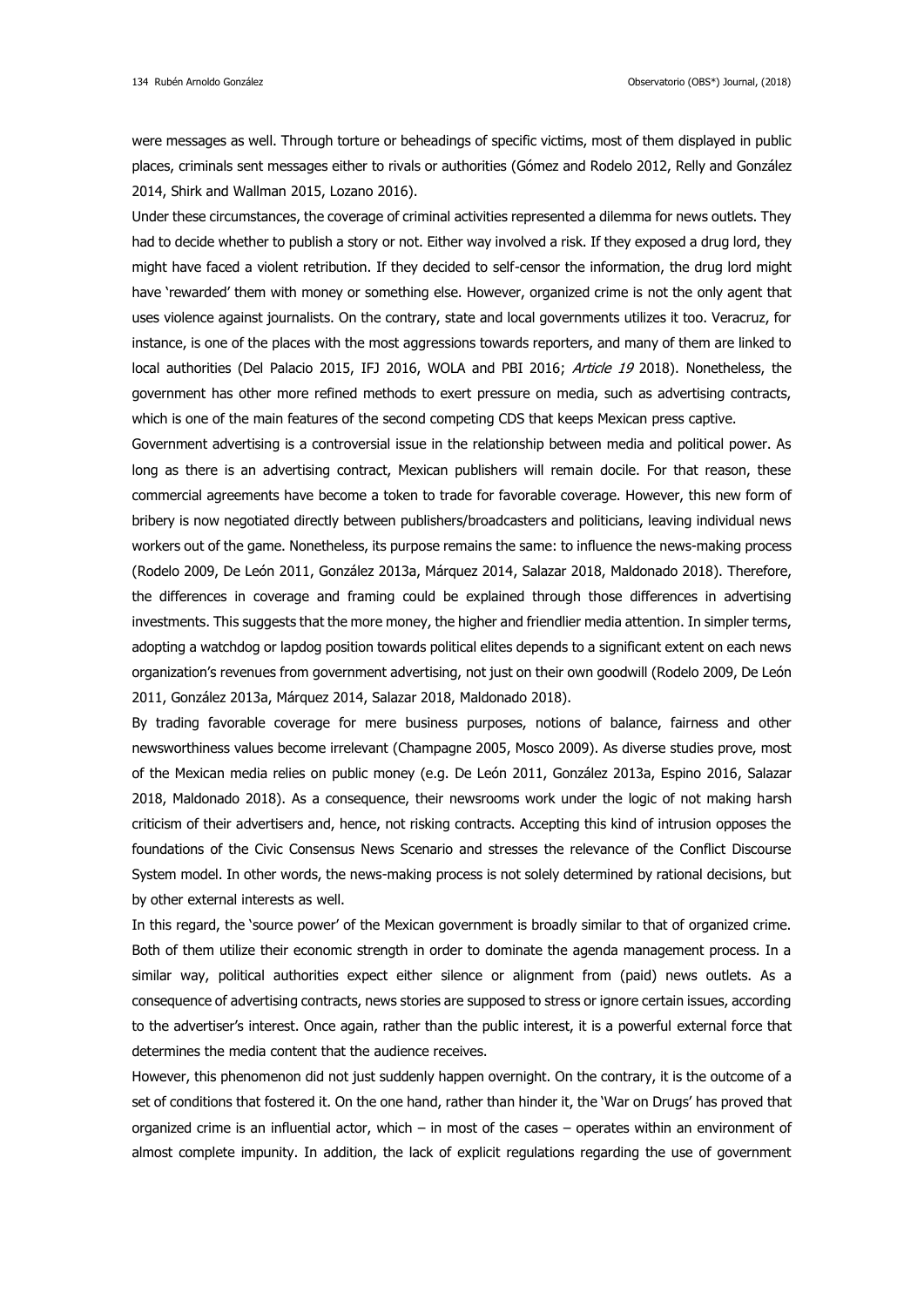were messages as well. Through torture or beheadings of specific victims, most of them displayed in public places, criminals sent messages either to rivals or authorities (Gómez and Rodelo 2012, Relly and González 2014, Shirk and Wallman 2015, Lozano 2016).

Under these circumstances, the coverage of criminal activities represented a dilemma for news outlets. They had to decide whether to publish a story or not. Either way involved a risk. If they exposed a drug lord, they might have faced a violent retribution. If they decided to self-censor the information, the drug lord might have 'rewarded' them with money or something else. However, organized crime is not the only agent that uses violence against journalists. On the contrary, state and local governments utilizes it too. Veracruz, for instance, is one of the places with the most aggressions towards reporters, and many of them are linked to local authorities (Del Palacio 2015, IFJ 2016, WOLA and PBI 2016; *Article 19* 2018). Nonetheless, the government has other more refined methods to exert pressure on media, such as advertising contracts, which is one of the main features of the second competing CDS that keeps Mexican press captive.

Government advertising is a controversial issue in the relationship between media and political power. As long as there is an advertising contract, Mexican publishers will remain docile. For that reason, these commercial agreements have become a token to trade for favorable coverage. However, this new form of bribery is now negotiated directly between publishers/broadcasters and politicians, leaving individual news workers out of the game. Nonetheless, its purpose remains the same: to influence the news-making process (Rodelo 2009, De León 2011, González 2013a, Márquez 2014, Salazar 2018, Maldonado 2018). Therefore, the differences in coverage and framing could be explained through those differences in advertising investments. This suggests that the more money, the higher and friendlier media attention. In simpler terms, adopting a watchdog or lapdog position towards political elites depends to a significant extent on each news organization's revenues from government advertising, not just on their own goodwill (Rodelo 2009, De León 2011, González 2013a, Márquez 2014, Salazar 2018, Maldonado 2018).

By trading favorable coverage for mere business purposes, notions of balance, fairness and other newsworthiness values become irrelevant (Champagne 2005, Mosco 2009). As diverse studies prove, most of the Mexican media relies on public money (e.g. De León 2011, González 2013a, Espino 2016, Salazar 2018, Maldonado 2018). As a consequence, their newsrooms work under the logic of not making harsh criticism of their advertisers and, hence, not risking contracts. Accepting this kind of intrusion opposes the foundations of the Civic Consensus News Scenario and stresses the relevance of the Conflict Discourse System model. In other words, the news-making process is not solely determined by rational decisions, but by other external interests as well.

In this regard, the 'source power' of the Mexican government is broadly similar to that of organized crime. Both of them utilize their economic strength in order to dominate the agenda management process. In a similar way, political authorities expect either silence or alignment from (paid) news outlets. As a consequence of advertising contracts, news stories are supposed to stress or ignore certain issues, according to the advertiser's interest. Once again, rather than the public interest, it is a powerful external force that determines the media content that the audience receives.

However, this phenomenon did not just suddenly happen overnight. On the contrary, it is the outcome of a set of conditions that fostered it. On the one hand, rather than hinder it, the 'War on Drugs' has proved that organized crime is an influential actor, which – in most of the cases – operates within an environment of almost complete impunity. In addition, the lack of explicit regulations regarding the use of government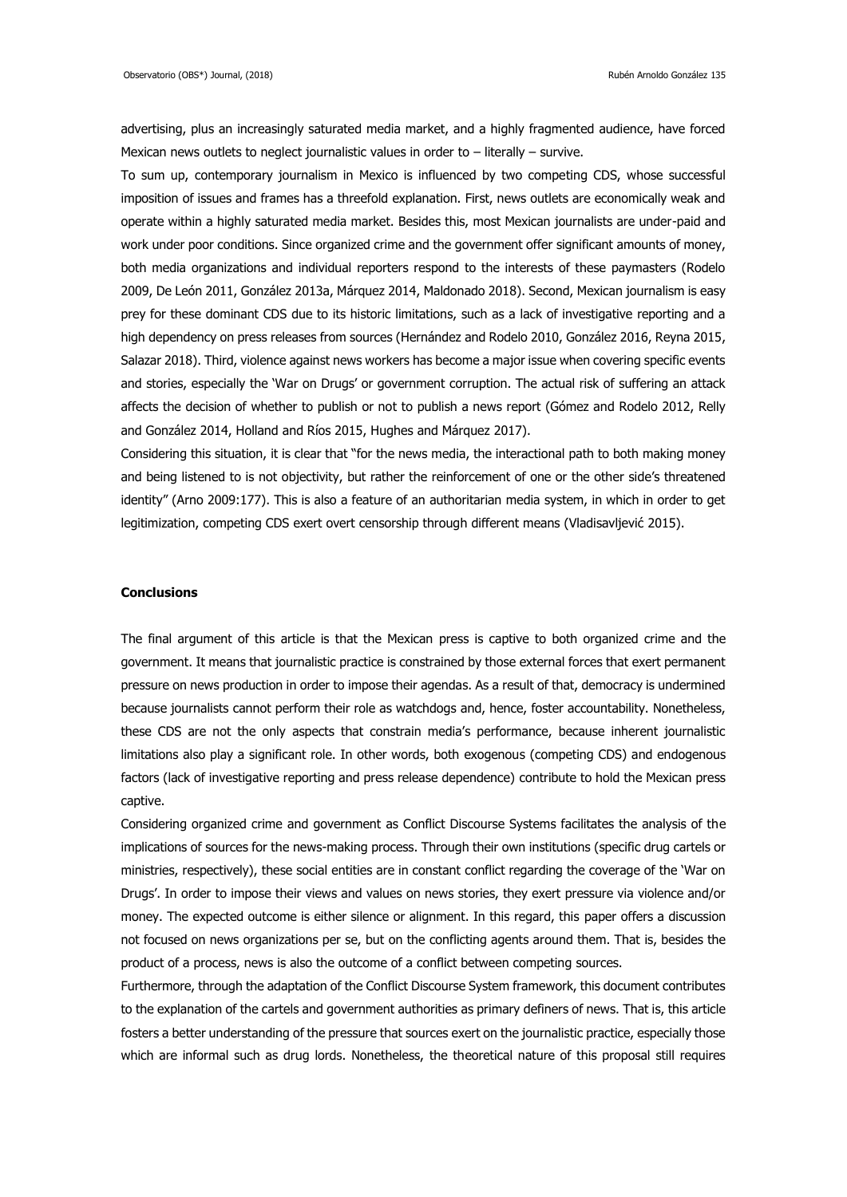advertising, plus an increasingly saturated media market, and a highly fragmented audience, have forced Mexican news outlets to neglect journalistic values in order to – literally – survive.

To sum up, contemporary journalism in Mexico is influenced by two competing CDS, whose successful imposition of issues and frames has a threefold explanation. First, news outlets are economically weak and operate within a highly saturated media market. Besides this, most Mexican journalists are under-paid and work under poor conditions. Since organized crime and the government offer significant amounts of money, both media organizations and individual reporters respond to the interests of these paymasters (Rodelo 2009, De León 2011, González 2013a, Márquez 2014, Maldonado 2018). Second, Mexican journalism is easy prey for these dominant CDS due to its historic limitations, such as a lack of investigative reporting and a high dependency on press releases from sources (Hernández and Rodelo 2010, González 2016, Reyna 2015, Salazar 2018). Third, violence against news workers has become a major issue when covering specific events and stories, especially the 'War on Drugs' or government corruption. The actual risk of suffering an attack affects the decision of whether to publish or not to publish a news report (Gómez and Rodelo 2012, Relly and González 2014, Holland and Ríos 2015, Hughes and Márquez 2017).

Considering this situation, it is clear that "for the news media, the interactional path to both making money and being listened to is not objectivity, but rather the reinforcement of one or the other side's threatened identity" (Arno 2009:177). This is also a feature of an authoritarian media system, in which in order to get legitimization, competing CDS exert overt censorship through different means (Vladisavljević 2015).

## Conclusions

The final argument of this article is that the Mexican press is captive to both organized crime and the government. It means that journalistic practice is constrained by those external forces that exert permanent pressure on news production in order to impose their agendas. As a result of that, democracy is undermined because journalists cannot perform their role as watchdogs and, hence, foster accountability. Nonetheless, these CDS are not the only aspects that constrain media's performance, because inherent journalistic limitations also play a significant role. In other words, both exogenous (competing CDS) and endogenous factors (lack of investigative reporting and press release dependence) contribute to hold the Mexican press captive.

Considering organized crime and government as Conflict Discourse Systems facilitates the analysis of the implications of sources for the news-making process. Through their own institutions (specific drug cartels or ministries, respectively), these social entities are in constant conflict regarding the coverage of the 'War on Drugs'. In order to impose their views and values on news stories, they exert pressure via violence and/or money. The expected outcome is either silence or alignment. In this regard, this paper offers a discussion not focused on news organizations per se, but on the conflicting agents around them. That is, besides the product of a process, news is also the outcome of a conflict between competing sources.

Furthermore, through the adaptation of the Conflict Discourse System framework, this document contributes to the explanation of the cartels and government authorities as primary definers of news. That is, this article fosters a better understanding of the pressure that sources exert on the journalistic practice, especially those which are informal such as drug lords. Nonetheless, the theoretical nature of this proposal still requires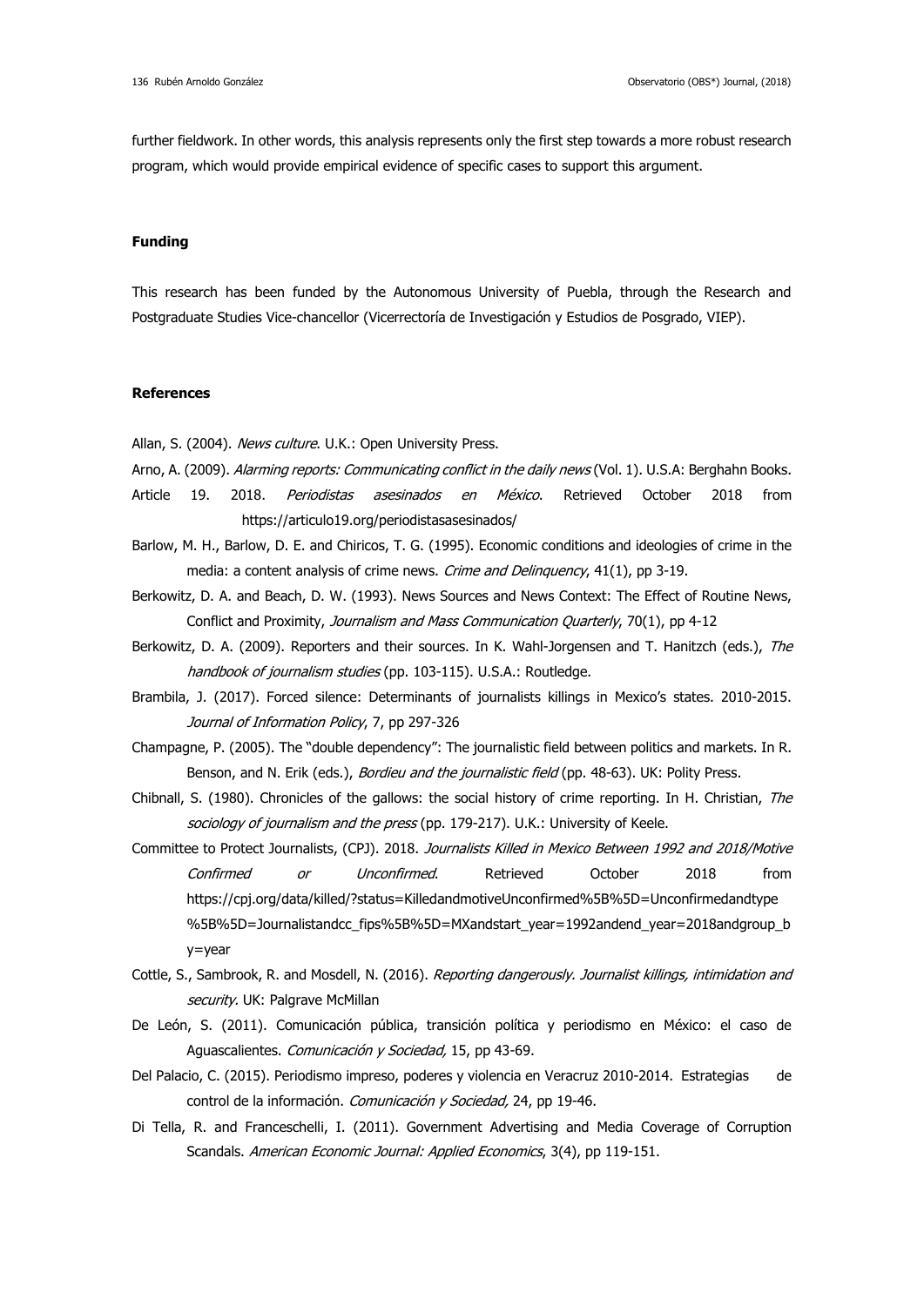further fieldwork. In other words, this analysis represents only the first step towards a more robust research program, which would provide empirical evidence of specific cases to support this argument.

**Funding**

This research has been funded by the Autonomous University of Puebla, through the Research and Postgraduate Studies Vice-chancellor (Vicerrectoría de Investigación y Estudios de Posgrado, VIEP).

**References**

Allan, S. (2004). *News culture*. U.K.: Open University Press.

Arno, A. (2009). *Alarming reports: Communicating conflict in the daily news* (Vol. 1). U.S.A: Berghahn Books.

Article 19. 2018. *Periodistas asesinados en México*. Retrieved October 2018 from https://articulo19.org/periodistasasesinados/

Barlow, M. H., Barlow, D. E. and Chiricos, T. G. (1995). Economic conditions and ideologies of crime in the media: a content analysis of crime news. *Crime and Delinquency*, 41(1), pp 3-19.

Berkowitz, D. A. and Beach, D. W. (1993). News Sources and News Context: The Effect of Routine News, Conflict and Proximity, *Journalism and Mass Communication Quarterly*, 70(1), pp 4-12

Berkowitz, D. A. (2009). Reporters and their sources. In K. Wahl-Jorgensen and T. Hanitzch (eds.), *The handbook of journalism studies* (pp. 103-115). U.S.A.: Routledge.

Brambila, J. (2017). Forced silence: Determinants of journalists killings in Mexico's states. 2010-2015. *Journal of Information Policy*, 7, pp 297-326

Champagne, P. (2005). The "double dependency": The journalistic field between politics and markets. In R. Benson, and N. Erik (eds.), *Bordieu and the journalistic field* (pp. 48-63). UK: Polity Press.

Chibnall, S. (1980). Chronicles of the gallows: the social history of crime reporting. In H. Christian, *The sociology of journalism and the press* (pp. 179-217). U.K.: University of Keele.

Committee to Protect Journalists, (CPJ). 2018. *Journalists Killed in Mexico Between 1992 and 2018/Motive Confirmed or Unconfirmed*. Retrieved October 2018 from https://cpj.org/data/killed/?status=KilledandmotiveUnconfirmed%5B%5D=Unconfirmedandtype%5B%5D=Journalistandcc_fips%5B%5D=MXandstart_year=1992andend_year=2018andgroup_by=year

Cottle, S., Sambrook, R. and Mosdell, N. (2016). *Reporting dangerously. Journalist killings, intimidation and security.* UK: Palgrave McMillan

De León, S. (2011). Comunicación pública, transición política y periodismo en México: el caso de Aguascalientes. *Comunicación y Sociedad,* 15, pp 43-69.

Del Palacio, C. (2015). Periodismo impreso, poderes y violencia en Veracruz 2010-2014. Estrategias de control de la información. *Comunicación y Sociedad,* 24, pp 19-46.

Di Tella, R. and Franceschelli, I. (2011). Government Advertising and Media Coverage of Corruption Scandals. *American Economic Journal: Applied Economics*, 3(4), pp 119-151.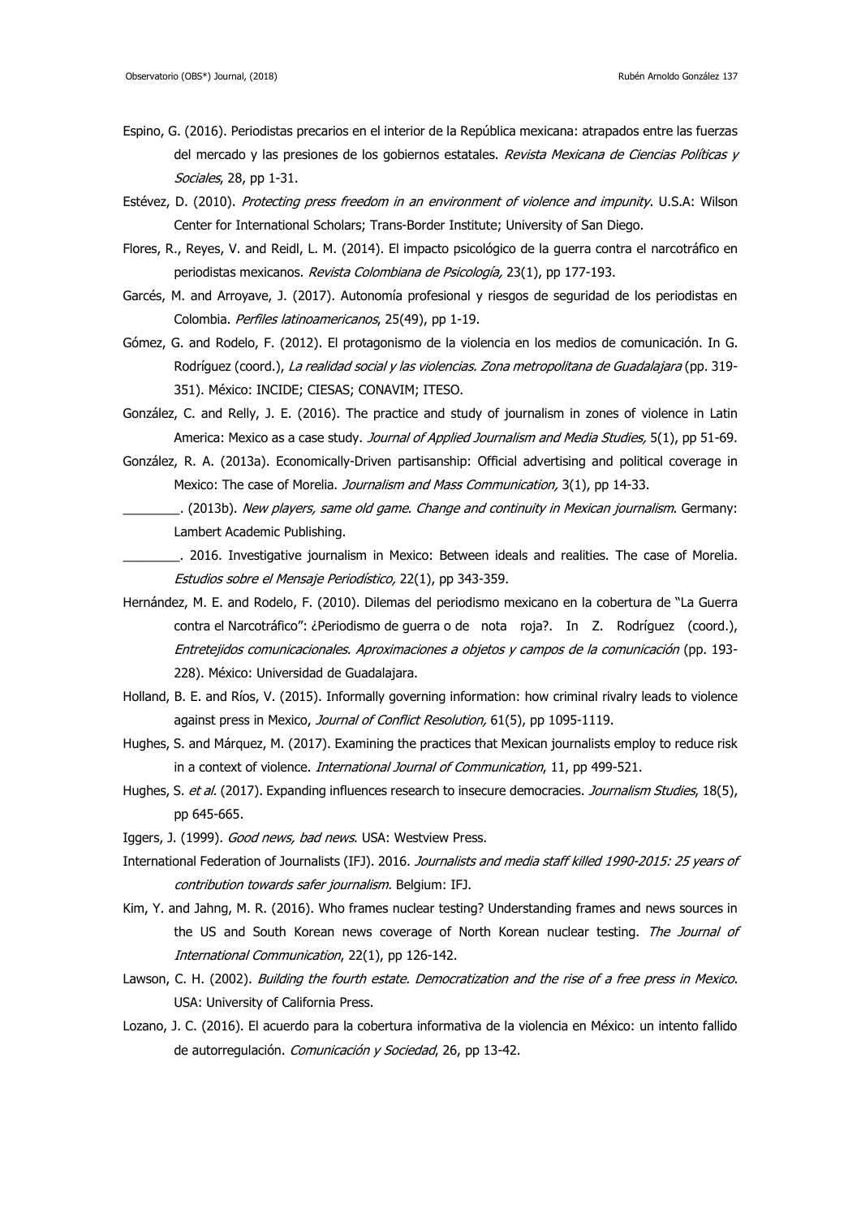Espino, G. (2016). Periodistas precarios en el interior de la República mexicana: atrapados entre las fuerzas del mercado y las presiones de los gobiernos estatales. *Revista Mexicana de Ciencias Políticas y Sociales*, 28, pp 1-31.

Estévez, D. (2010). *Protecting press freedom in an environment of violence and impunity*. U.S.A: Wilson Center for International Scholars; Trans-Border Institute; University of San Diego.

Flores, R., Reyes, V. and Reidl, L. M. (2014). El impacto psicológico de la guerra contra el narcotráfico en periodistas mexicanos. *Revista Colombiana de Psicología,* 23(1), pp 177-193.

Garcés, M. and Arroyave, J. (2017). Autonomía profesional y riesgos de seguridad de los periodistas en Colombia. *Perfiles latinoamericanos*, 25(49), pp 1-19.

Gómez, G. and Rodelo, F. (2012). El protagonismo de la violencia en los medios de comunicación. In G. Rodríguez (coord.), *La realidad social y las violencias. Zona metropolitana de Guadalajara* (pp. 319-351). México: INCIDE; CIESAS; CONAVIM; ITESO.

González, C. and Relly, J. E. (2016). The practice and study of journalism in zones of violence in Latin America: Mexico as a case study. *Journal of Applied Journalism and Media Studies,* 5(1), pp 51-69.

González, R. A. (2013a). Economically-Driven partisanship: Official advertising and political coverage in Mexico: The case of Morelia. *Journalism and Mass Communication,* 3(1), pp 14-33.

________. (2013b). *New players, same old game. Change and continuity in Mexican journalism*. Germany: Lambert Academic Publishing.

________. 2016. Investigative journalism in Mexico: Between ideals and realities. The case of Morelia. *Estudios sobre el Mensaje Periodístico,* 22(1), pp 343-359.

Hernández, M. E. and Rodelo, F. (2010). Dilemas del periodismo mexicano en la cobertura de "La Guerra contra el Narcotráfico": ¿Periodismo de guerra o de nota roja?. In Z. Rodríguez (coord.), *Entretejidos comunicacionales. Aproximaciones a objetos y campos de la comunicación* (pp. 193-228). México: Universidad de Guadalajara.

Holland, B. E. and Ríos, V. (2015). Informally governing information: how criminal rivalry leads to violence against press in Mexico, *Journal of Conflict Resolution,* 61(5), pp 1095-1119.

Hughes, S. and Márquez, M. (2017). Examining the practices that Mexican journalists employ to reduce risk in a context of violence. *International Journal of Communication*, 11, pp 499-521.

Hughes, S. *et al*. (2017). Expanding influences research to insecure democracies. *Journalism Studies*, 18(5), pp 645-665.

Iggers, J. (1999). *Good news, bad news*. USA: Westview Press.

International Federation of Journalists (IFJ). 2016. *Journalists and media staff killed 1990-2015: 25 years of contribution towards safer journalism*. Belgium: IFJ.

Kim, Y. and Jahng, M. R. (2016). Who frames nuclear testing? Understanding frames and news sources in the US and South Korean news coverage of North Korean nuclear testing. *The Journal of International Communication*, 22(1), pp 126-142.

Lawson, C. H. (2002). *Building the fourth estate. Democratization and the rise of a free press in Mexico*. USA: University of California Press.

Lozano, J. C. (2016). El acuerdo para la cobertura informativa de la violencia en México: un intento fallido de autorregulación. *Comunicación y Sociedad*, 26, pp 13-42.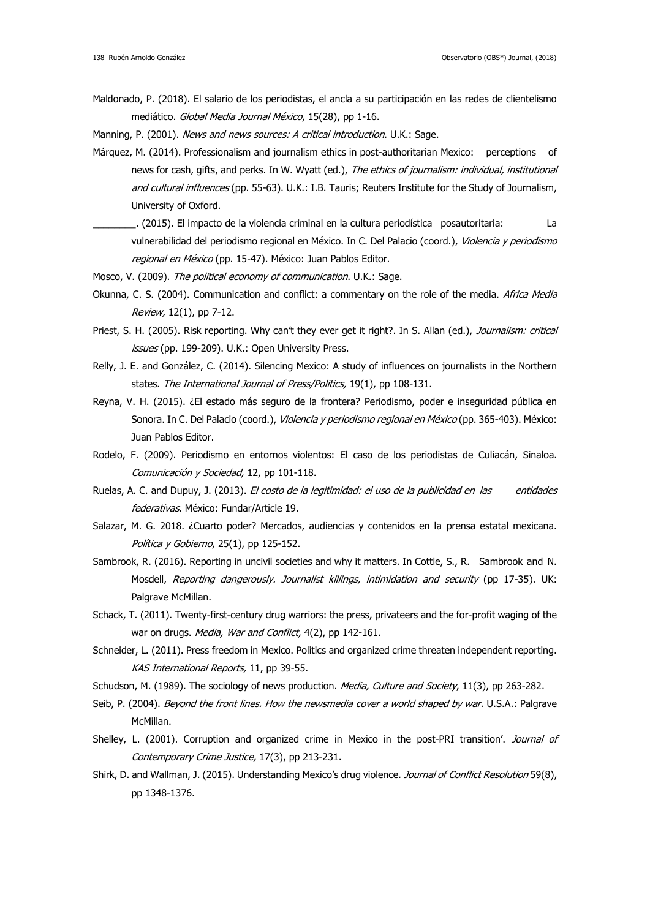Maldonado, P. (2018). El salario de los periodistas, el ancla a su participación en las redes de clientelismo mediático. *Global Media Journal México*, 15(28), pp 1-16.

Manning, P. (2001). *News and news sources: A critical introduction*. U.K.: Sage.

Márquez, M. (2014). Professionalism and journalism ethics in post-authoritarian Mexico: perceptions of news for cash, gifts, and perks. In W. Wyatt (ed.), *The ethics of journalism: individual, institutional and cultural influences* (pp. 55-63). U.K.: I.B. Tauris; Reuters Institute for the Study of Journalism, University of Oxford.

________. (2015). El impacto de la violencia criminal en la cultura periodística posautoritaria: La vulnerabilidad del periodismo regional en México. In C. Del Palacio (coord.), *Violencia y periodismo regional en México* (pp. 15-47). México: Juan Pablos Editor.

Mosco, V. (2009). *The political economy of communication*. U.K.: Sage.

Okunna, C. S. (2004). Communication and conflict: a commentary on the role of the media. *Africa Media Review,* 12(1), pp 7-12.

Priest, S. H. (2005). Risk reporting. Why can't they ever get it right?. In S. Allan (ed.), *Journalism: critical issues* (pp. 199-209). U.K.: Open University Press.

Relly, J. E. and González, C. (2014). Silencing Mexico: A study of influences on journalists in the Northern states. *The International Journal of Press/Politics,* 19(1), pp 108-131.

Reyna, V. H. (2015). ¿El estado más seguro de la frontera? Periodismo, poder e inseguridad pública en Sonora. In C. Del Palacio (coord.), *Violencia y periodismo regional en México* (pp. 365-403). México: Juan Pablos Editor.

Rodelo, F. (2009). Periodismo en entornos violentos: El caso de los periodistas de Culiacán, Sinaloa. *Comunicación y Sociedad,* 12, pp 101-118.

Ruelas, A. C. and Dupuy, J. (2013). *El costo de la legitimidad: el uso de la publicidad en las entidades federativas*. México: Fundar/Article 19.

Salazar, M. G. 2018. ¿Cuarto poder? Mercados, audiencias y contenidos en la prensa estatal mexicana. *Política y Gobierno*, 25(1), pp 125-152.

Sambrook, R. (2016). Reporting in uncivil societies and why it matters. In Cottle, S., R. Sambrook and N. Mosdell, *Reporting dangerously. Journalist killings, intimidation and security* (pp 17-35). UK: Palgrave McMillan.

Schack, T. (2011). Twenty-first-century drug warriors: the press, privateers and the for-profit waging of the war on drugs. *Media, War and Conflict,* 4(2), pp 142-161.

Schneider, L. (2011). Press freedom in Mexico. Politics and organized crime threaten independent reporting. *KAS International Reports,* 11, pp 39-55.

Schudson, M. (1989). The sociology of news production. *Media, Culture and Society*, 11(3), pp 263-282.

Seib, P. (2004). *Beyond the front lines. How the newsmedia cover a world shaped by war*. U.S.A.: Palgrave McMillan.

Shelley, L. (2001). Corruption and organized crime in Mexico in the post-PRI transition'. *Journal of Contemporary Crime Justice,* 17(3), pp 213-231.

Shirk, D. and Wallman, J. (2015). Understanding Mexico's drug violence. *Journal of Conflict Resolution* 59(8), pp 1348-1376.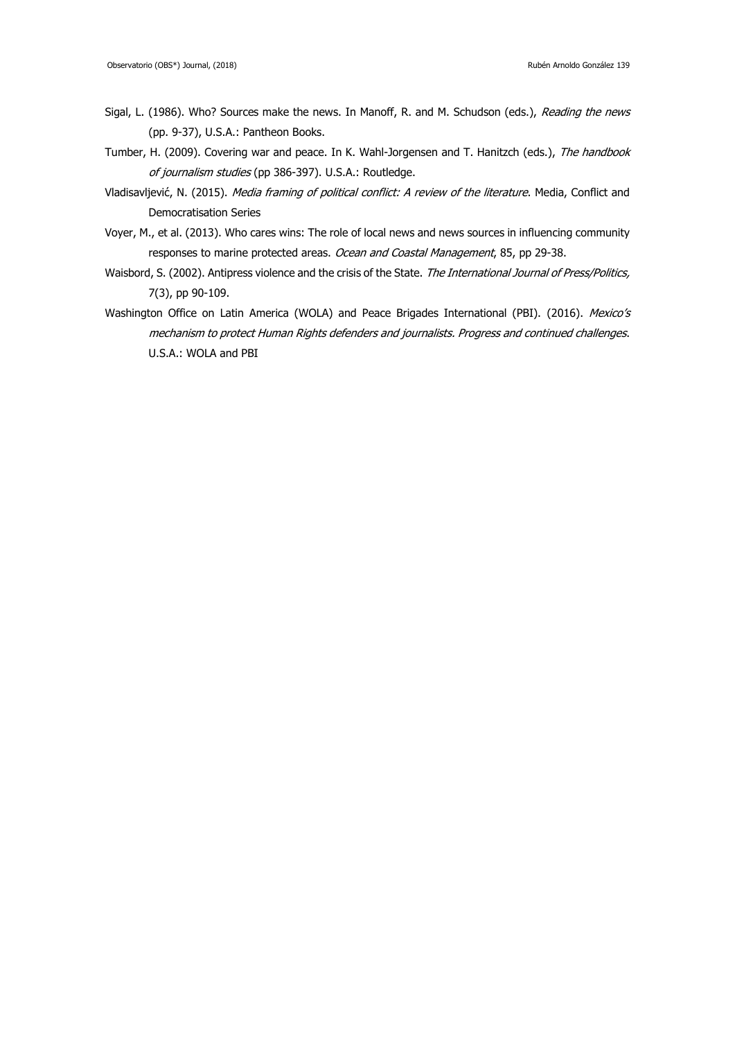Sigal, L. (1986). Who? Sources make the news. In Manoff, R. and M. Schudson (eds.), *Reading the news* (pp. 9-37), U.S.A.: Pantheon Books.

Tumber, H. (2009). Covering war and peace. In K. Wahl-Jorgensen and T. Hanitzch (eds.), *The handbook of journalism studies* (pp 386-397). U.S.A.: Routledge.

Vladisavljević, N. (2015). *Media framing of political conflict: A review of the literature*. Media, Conflict and Democratisation Series

Voyer, M., et al. (2013). Who cares wins: The role of local news and news sources in influencing community responses to marine protected areas. *Ocean and Coastal Management*, 85, pp 29-38.

Waisbord, S. (2002). Antipress violence and the crisis of the State. *The International Journal of Press/Politics,* 7(3), pp 90-109.

Washington Office on Latin America (WOLA) and Peace Brigades International (PBI). (2016). *Mexico's mechanism to protect Human Rights defenders and journalists. Progress and continued challenges*. U.S.A.: WOLA and PBI